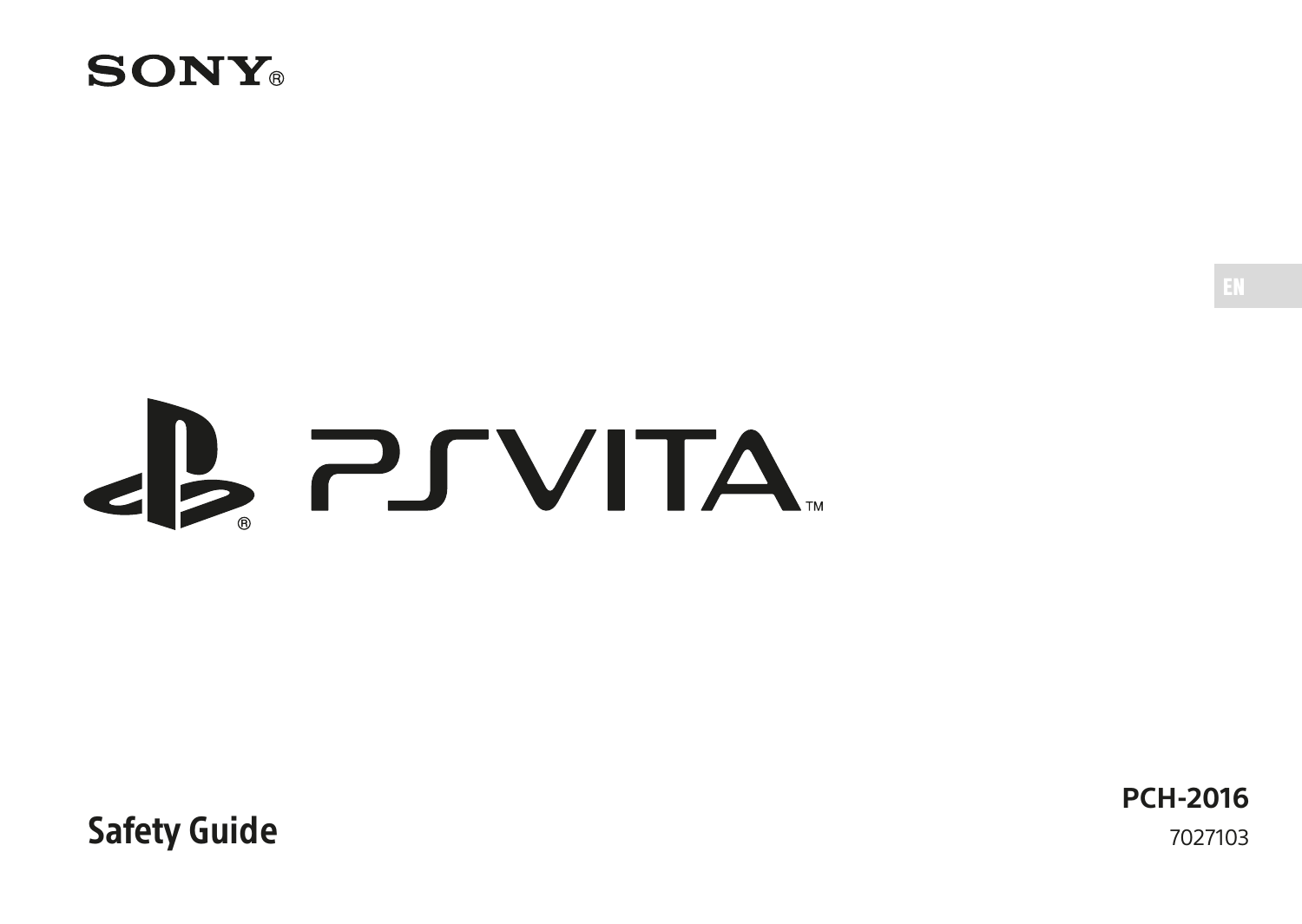SONY®

EN

PS VITA™

# Safety Guide

**PCH-2016**

7027103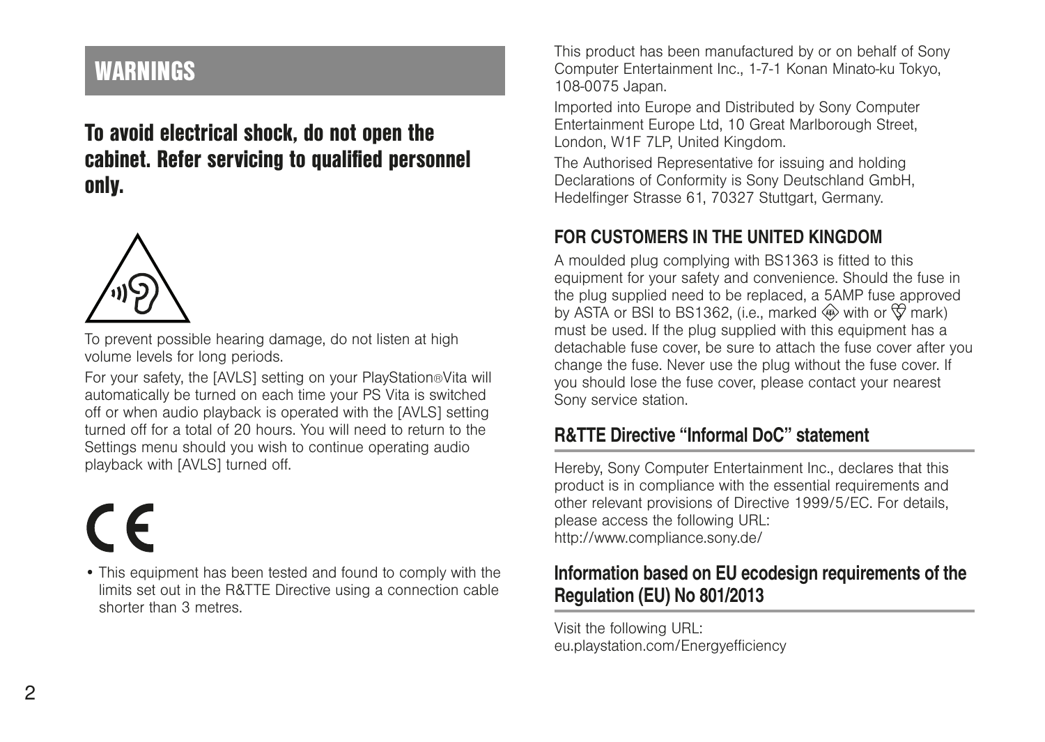# WARNINGS

## To avoid electrical shock, do not open the cabinet. Refer servicing to qualified personnel only.

To prevent possible hearing damage, do not listen at high volume levels for long periods.

For your safety, the [AVLS] setting on your PlayStation®Vita will automatically be turned on each time your PS Vita is switched off or when audio playback is operated with the [AVLS] setting turned off for a total of 20 hours. You will need to return to the Settings menu should you wish to continue operating audio playback with [AVLS] turned off.

- This equipment has been tested and found to comply with the limits set out in the R&TTE Directive using a connection cable shorter than 3 metres.

This product has been manufactured by or on behalf of Sony Computer Entertainment Inc., 1-7-1 Konan Minato-ku Tokyo, 108-0075 Japan.

Imported into Europe and Distributed by Sony Computer Entertainment Europe Ltd, 10 Great Marlborough Street, London, W1F 7LP, United Kingdom.

The Authorised Representative for issuing and holding Declarations of Conformity is Sony Deutschland GmbH, Hedelfinger Strasse 61, 70327 Stuttgart, Germany.

### FOR CUSTOMERS IN THE UNITED KINGDOM

A moulded plug complying with BS1363 is fitted to this equipment for your safety and convenience. Should the fuse in the plug supplied need to be replaced, a 5AMP fuse approved by ASTA or BSI to BS1362, (i.e., marked with or mark) must be used. If the plug supplied with this equipment has a detachable fuse cover, be sure to attach the fuse cover after you change the fuse. Never use the plug without the fuse cover. If you should lose the fuse cover, please contact your nearest Sony service station.

### R&TTE Directive "Informal DoC" statement

Hereby, Sony Computer Entertainment Inc., declares that this product is in compliance with the essential requirements and other relevant provisions of Directive 1999/5/EC. For details, please access the following URL:
http://www.compliance.sony.de/

### Information based on EU ecodesign requirements of the Regulation (EU) No 801/2013

Visit the following URL:
eu.playstation.com/Energyefficiency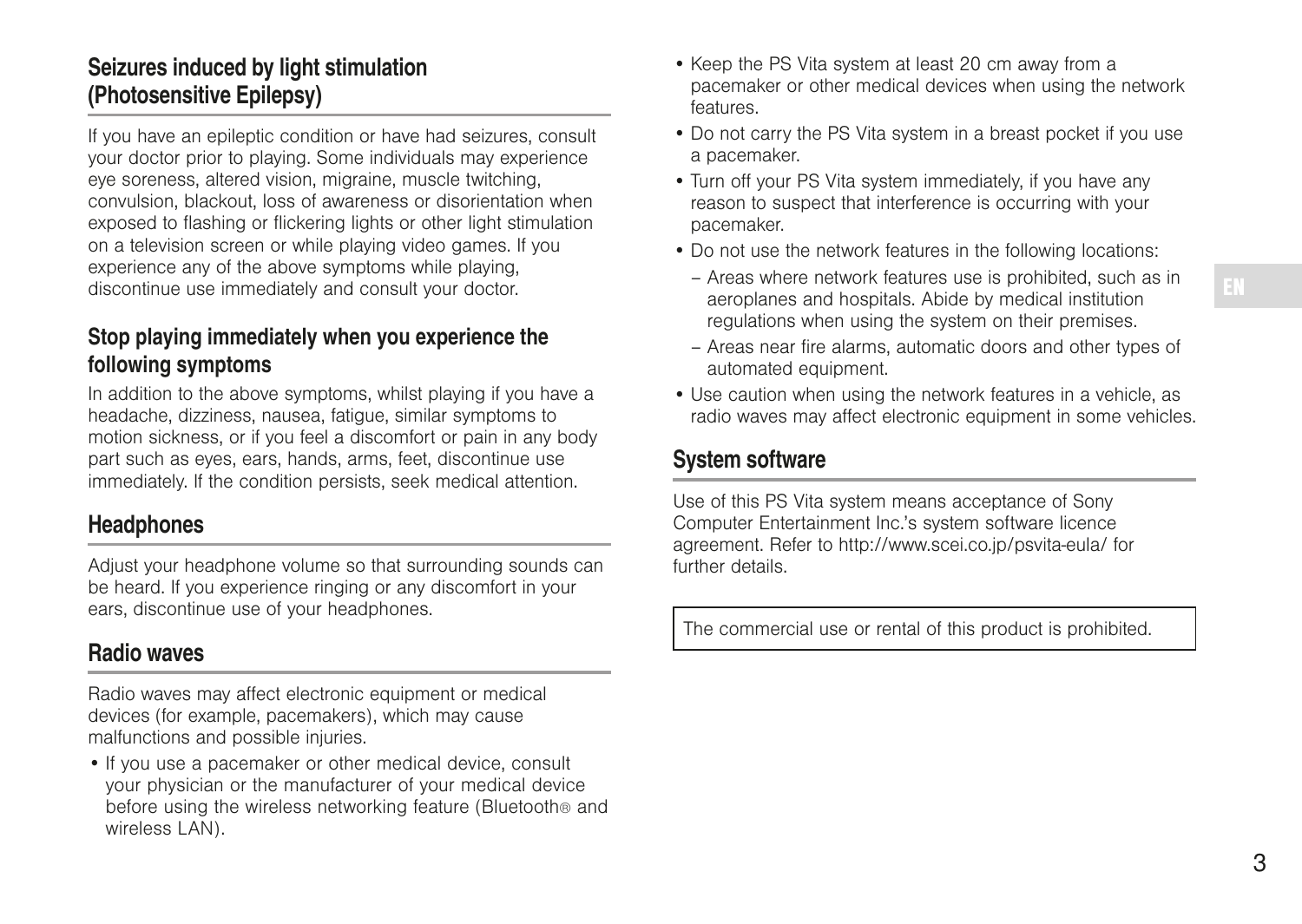## Seizures induced by light stimulation (Photosensitive Epilepsy)

If you have an epileptic condition or have had seizures, consult your doctor prior to playing. Some individuals may experience eye soreness, altered vision, migraine, muscle twitching, convulsion, blackout, loss of awareness or disorientation when exposed to flashing or flickering lights or other light stimulation on a television screen or while playing video games. If you experience any of the above symptoms while playing, discontinue use immediately and consult your doctor.

### Stop playing immediately when you experience the following symptoms

In addition to the above symptoms, whilst playing if you have a headache, dizziness, nausea, fatigue, similar symptoms to motion sickness, or if you feel a discomfort or pain in any body part such as eyes, ears, hands, arms, feet, discontinue use immediately. If the condition persists, seek medical attention.

## Headphones

Adjust your headphone volume so that surrounding sounds can be heard. If you experience ringing or any discomfort in your ears, discontinue use of your headphones.

## Radio waves

Radio waves may affect electronic equipment or medical devices (for example, pacemakers), which may cause malfunctions and possible injuries.

- If you use a pacemaker or other medical device, consult your physician or the manufacturer of your medical device before using the wireless networking feature (Bluetooth® and wireless LAN).
- Keep the PS Vita system at least 20 cm away from a pacemaker or other medical devices when using the network features.
- Do not carry the PS Vita system in a breast pocket if you use a pacemaker.
- Turn off your PS Vita system immediately, if you have any reason to suspect that interference is occurring with your pacemaker.
- Do not use the network features in the following locations:
  - Areas where network features use is prohibited, such as in aeroplanes and hospitals. Abide by medical institution regulations when using the system on their premises.
  - Areas near fire alarms, automatic doors and other types of automated equipment.
- Use caution when using the network features in a vehicle, as radio waves may affect electronic equipment in some vehicles.

## System software

Use of this PS Vita system means acceptance of Sony Computer Entertainment Inc.'s system software licence agreement. Refer to http://www.scei.co.jp/psvita-eula/ for further details.

The commercial use or rental of this product is prohibited.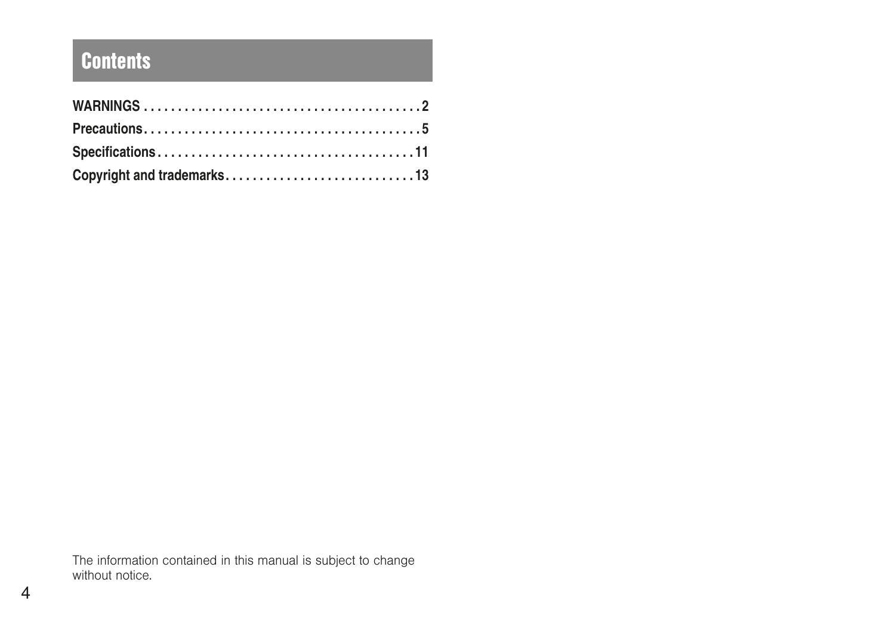# Contents

**WARNINGS . . . . . . . . . . . . . . . . . . . . . . . . . . . . . . . . . . . . . . . . 2**

**Precautions. . . . . . . . . . . . . . . . . . . . . . . . . . . . . . . . . . . . . . . . 5**

**Specifications . . . . . . . . . . . . . . . . . . . . . . . . . . . . . . . . . . . . . 11**

**Copyright and trademarks. . . . . . . . . . . . . . . . . . . . . . . . . . . . 13**

The information contained in this manual is subject to change without notice.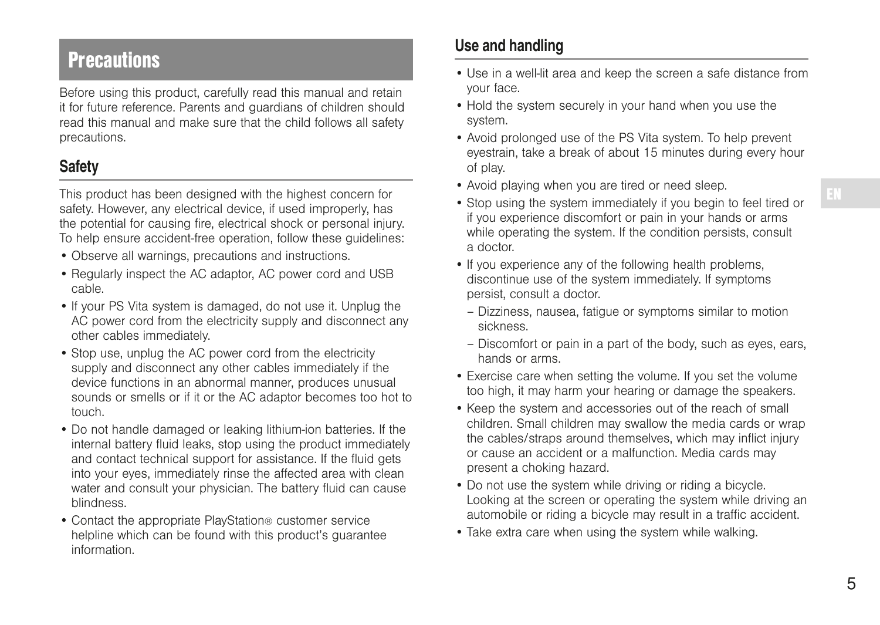# Precautions

Before using this product, carefully read this manual and retain it for future reference. Parents and guardians of children should read this manual and make sure that the child follows all safety precautions.

## Safety

This product has been designed with the highest concern for safety. However, any electrical device, if used improperly, has the potential for causing fire, electrical shock or personal injury. To help ensure accident-free operation, follow these guidelines:

- Observe all warnings, precautions and instructions.
- Regularly inspect the AC adaptor, AC power cord and USB cable.
- If your PS Vita system is damaged, do not use it. Unplug the AC power cord from the electricity supply and disconnect any other cables immediately.
- Stop use, unplug the AC power cord from the electricity supply and disconnect any other cables immediately if the device functions in an abnormal manner, produces unusual sounds or smells or if it or the AC adaptor becomes too hot to touch.
- Do not handle damaged or leaking lithium-ion batteries. If the internal battery fluid leaks, stop using the product immediately and contact technical support for assistance. If the fluid gets into your eyes, immediately rinse the affected area with clean water and consult your physician. The battery fluid can cause blindness.
- Contact the appropriate PlayStation® customer service helpline which can be found with this product's guarantee information.

## Use and handling

- Use in a well-lit area and keep the screen a safe distance from your face.
- Hold the system securely in your hand when you use the system.
- Avoid prolonged use of the PS Vita system. To help prevent eyestrain, take a break of about 15 minutes during every hour of play.
- Avoid playing when you are tired or need sleep.
- Stop using the system immediately if you begin to feel tired or if you experience discomfort or pain in your hands or arms while operating the system. If the condition persists, consult a doctor.
- If you experience any of the following health problems, discontinue use of the system immediately. If symptoms persist, consult a doctor.
  - Dizziness, nausea, fatigue or symptoms similar to motion sickness.
  - Discomfort or pain in a part of the body, such as eyes, ears, hands or arms.
- Exercise care when setting the volume. If you set the volume too high, it may harm your hearing or damage the speakers.
- Keep the system and accessories out of the reach of small children. Small children may swallow the media cards or wrap the cables/straps around themselves, which may inflict injury or cause an accident or a malfunction. Media cards may present a choking hazard.
- Do not use the system while driving or riding a bicycle. Looking at the screen or operating the system while driving an automobile or riding a bicycle may result in a traffic accident.
- Take extra care when using the system while walking.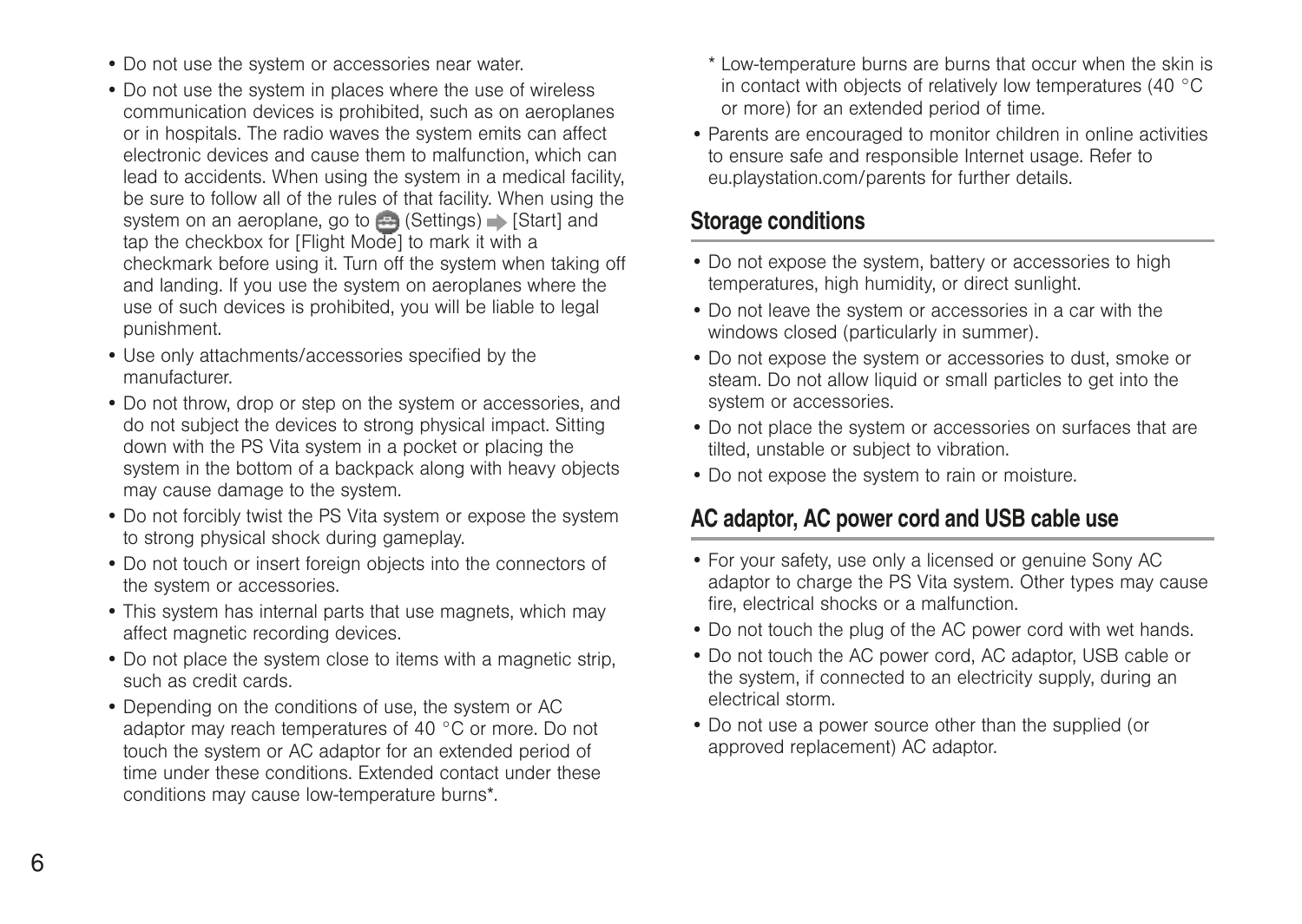- Do not use the system or accessories near water.
- Do not use the system in places where the use of wireless communication devices is prohibited, such as on aeroplanes or in hospitals. The radio waves the system emits can affect electronic devices and cause them to malfunction, which can lead to accidents. When using the system in a medical facility, be sure to follow all of the rules of that facility. When using the system on an aeroplane, go to (Settings) → [Start] and tap the checkbox for [Flight Mode] to mark it with a checkmark before using it. Turn off the system when taking off and landing. If you use the system on aeroplanes where the use of such devices is prohibited, you will be liable to legal punishment.
- Use only attachments/accessories specified by the manufacturer.
- Do not throw, drop or step on the system or accessories, and do not subject the devices to strong physical impact. Sitting down with the PS Vita system in a pocket or placing the system in the bottom of a backpack along with heavy objects may cause damage to the system.
- Do not forcibly twist the PS Vita system or expose the system to strong physical shock during gameplay.
- Do not touch or insert foreign objects into the connectors of the system or accessories.
- This system has internal parts that use magnets, which may affect magnetic recording devices.
- Do not place the system close to items with a magnetic strip, such as credit cards.
- Depending on the conditions of use, the system or AC adaptor may reach temperatures of 40 °C or more. Do not touch the system or AC adaptor for an extended period of time under these conditions. Extended contact under these conditions may cause low-temperature burns*.

\* Low-temperature burns are burns that occur when the skin is in contact with objects of relatively low temperatures (40 °C or more) for an extended period of time.

- Parents are encouraged to monitor children in online activities to ensure safe and responsible Internet usage. Refer to eu.playstation.com/parents for further details.

## Storage conditions

- Do not expose the system, battery or accessories to high temperatures, high humidity, or direct sunlight.
- Do not leave the system or accessories in a car with the windows closed (particularly in summer).
- Do not expose the system or accessories to dust, smoke or steam. Do not allow liquid or small particles to get into the system or accessories.
- Do not place the system or accessories on surfaces that are tilted, unstable or subject to vibration.
- Do not expose the system to rain or moisture.

## AC adaptor, AC power cord and USB cable use

- For your safety, use only a licensed or genuine Sony AC adaptor to charge the PS Vita system. Other types may cause fire, electrical shocks or a malfunction.
- Do not touch the plug of the AC power cord with wet hands.
- Do not touch the AC power cord, AC adaptor, USB cable or the system, if connected to an electricity supply, during an electrical storm.
- Do not use a power source other than the supplied (or approved replacement) AC adaptor.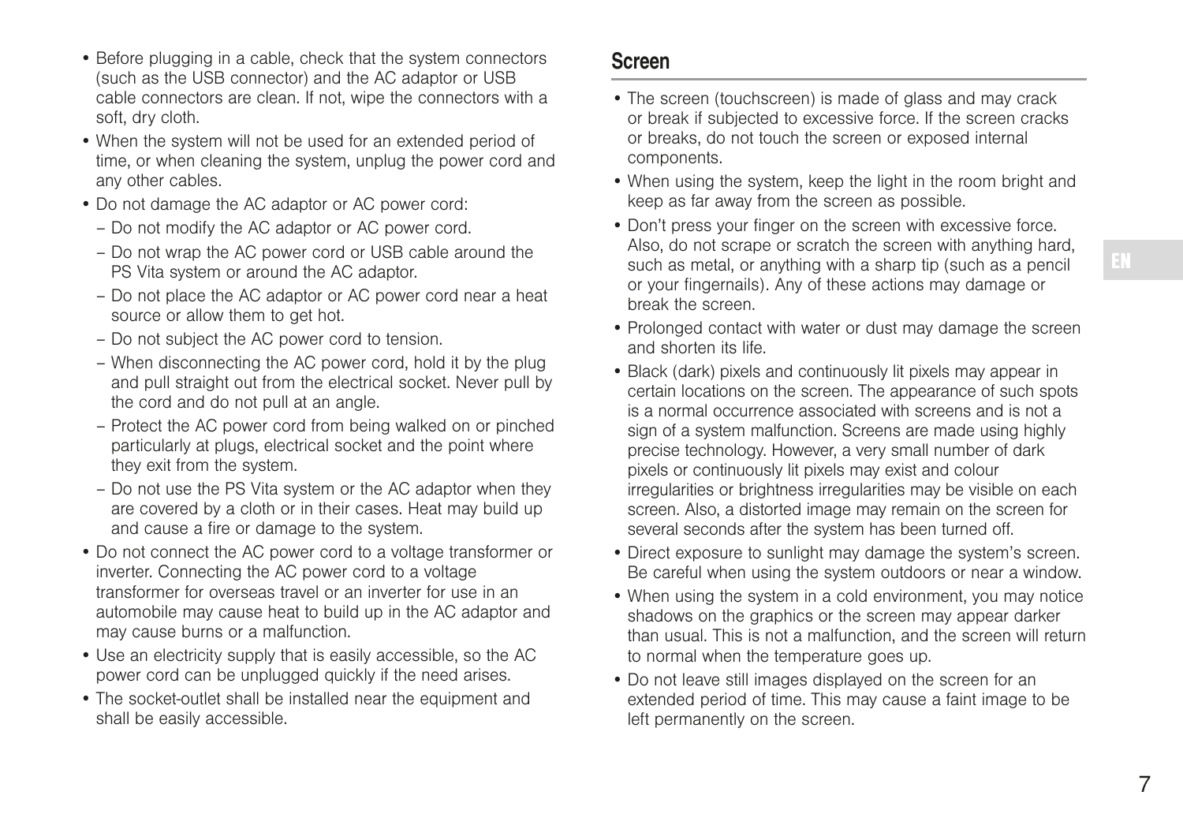- Before plugging in a cable, check that the system connectors (such as the USB connector) and the AC adaptor or USB cable connectors are clean. If not, wipe the connectors with a soft, dry cloth.
- When the system will not be used for an extended period of time, or when cleaning the system, unplug the power cord and any other cables.
- Do not damage the AC adaptor or AC power cord:
  - Do not modify the AC adaptor or AC power cord.
  - Do not wrap the AC power cord or USB cable around the PS Vita system or around the AC adaptor.
  - Do not place the AC adaptor or AC power cord near a heat source or allow them to get hot.
  - Do not subject the AC power cord to tension.
  - When disconnecting the AC power cord, hold it by the plug and pull straight out from the electrical socket. Never pull by the cord and do not pull at an angle.
  - Protect the AC power cord from being walked on or pinched particularly at plugs, electrical socket and the point where they exit from the system.
  - Do not use the PS Vita system or the AC adaptor when they are covered by a cloth or in their cases. Heat may build up and cause a fire or damage to the system.
- Do not connect the AC power cord to a voltage transformer or inverter. Connecting the AC power cord to a voltage transformer for overseas travel or an inverter for use in an automobile may cause heat to build up in the AC adaptor and may cause burns or a malfunction.
- Use an electricity supply that is easily accessible, so the AC power cord can be unplugged quickly if the need arises.
- The socket-outlet shall be installed near the equipment and shall be easily accessible.

## Screen

- The screen (touchscreen) is made of glass and may crack or break if subjected to excessive force. If the screen cracks or breaks, do not touch the screen or exposed internal components.
- When using the system, keep the light in the room bright and keep as far away from the screen as possible.
- Don't press your finger on the screen with excessive force. Also, do not scrape or scratch the screen with anything hard, such as metal, or anything with a sharp tip (such as a pencil or your fingernails). Any of these actions may damage or break the screen.
- Prolonged contact with water or dust may damage the screen and shorten its life.
- Black (dark) pixels and continuously lit pixels may appear in certain locations on the screen. The appearance of such spots is a normal occurrence associated with screens and is not a sign of a system malfunction. Screens are made using highly precise technology. However, a very small number of dark pixels or continuously lit pixels may exist and colour irregularities or brightness irregularities may be visible on each screen. Also, a distorted image may remain on the screen for several seconds after the system has been turned off.
- Direct exposure to sunlight may damage the system's screen. Be careful when using the system outdoors or near a window.
- When using the system in a cold environment, you may notice shadows on the graphics or the screen may appear darker than usual. This is not a malfunction, and the screen will return to normal when the temperature goes up.
- Do not leave still images displayed on the screen for an extended period of time. This may cause a faint image to be left permanently on the screen.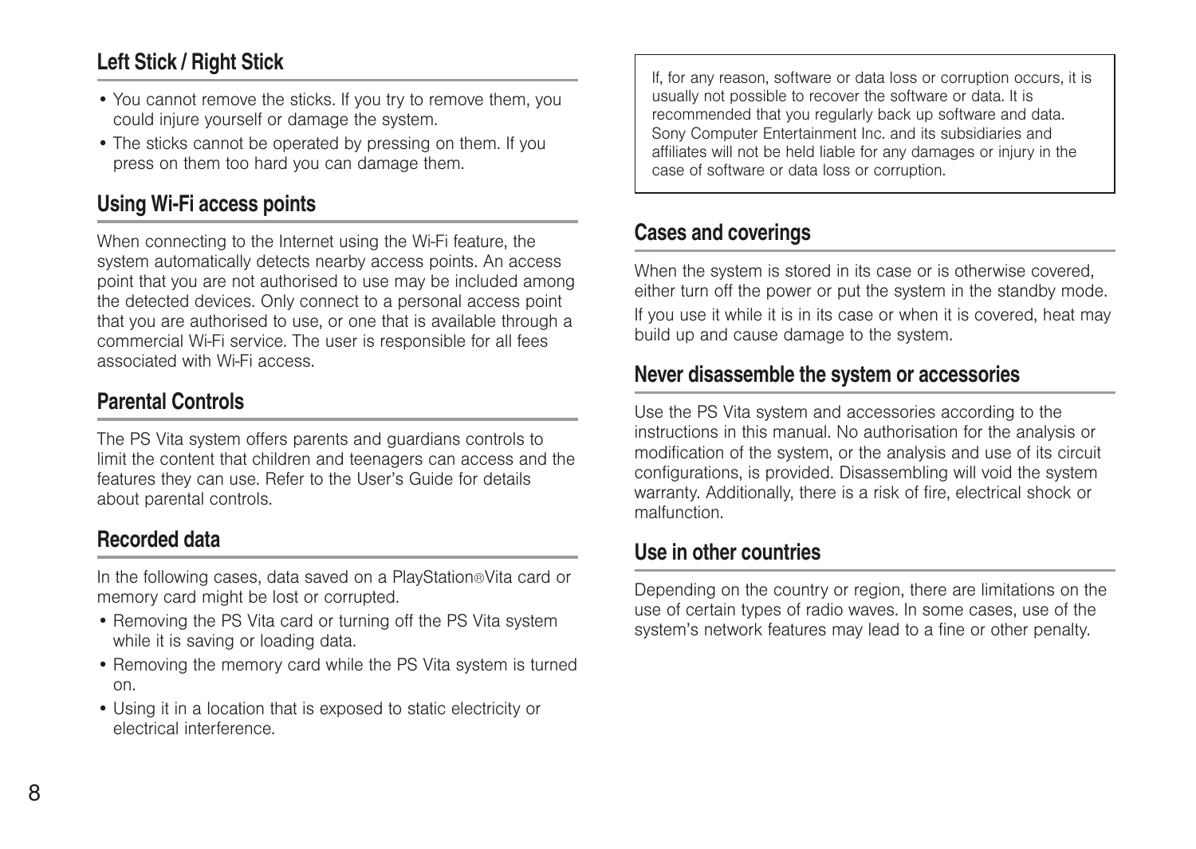## Left Stick / Right Stick

- You cannot remove the sticks. If you try to remove them, you could injure yourself or damage the system.
- The sticks cannot be operated by pressing on them. If you press on them too hard you can damage them.

## Using Wi-Fi access points

When connecting to the Internet using the Wi-Fi feature, the system automatically detects nearby access points. An access point that you are not authorised to use may be included among the detected devices. Only connect to a personal access point that you are authorised to use, or one that is available through a commercial Wi-Fi service. The user is responsible for all fees associated with Wi-Fi access.

## Parental Controls

The PS Vita system offers parents and guardians controls to limit the content that children and teenagers can access and the features they can use. Refer to the User's Guide for details about parental controls.

## Recorded data

In the following cases, data saved on a PlayStation®Vita card or memory card might be lost or corrupted.

- Removing the PS Vita card or turning off the PS Vita system while it is saving or loading data.
- Removing the memory card while the PS Vita system is turned on.
- Using it in a location that is exposed to static electricity or electrical interference.

If, for any reason, software or data loss or corruption occurs, it is usually not possible to recover the software or data. It is recommended that you regularly back up software and data. Sony Computer Entertainment Inc. and its subsidiaries and affiliates will not be held liable for any damages or injury in the case of software or data loss or corruption.

## Cases and coverings

When the system is stored in its case or is otherwise covered, either turn off the power or put the system in the standby mode.

If you use it while it is in its case or when it is covered, heat may build up and cause damage to the system.

## Never disassemble the system or accessories

Use the PS Vita system and accessories according to the instructions in this manual. No authorisation for the analysis or modification of the system, or the analysis and use of its circuit configurations, is provided. Disassembling will void the system warranty. Additionally, there is a risk of fire, electrical shock or malfunction.

## Use in other countries

Depending on the country or region, there are limitations on the use of certain types of radio waves. In some cases, use of the system's network features may lead to a fine or other penalty.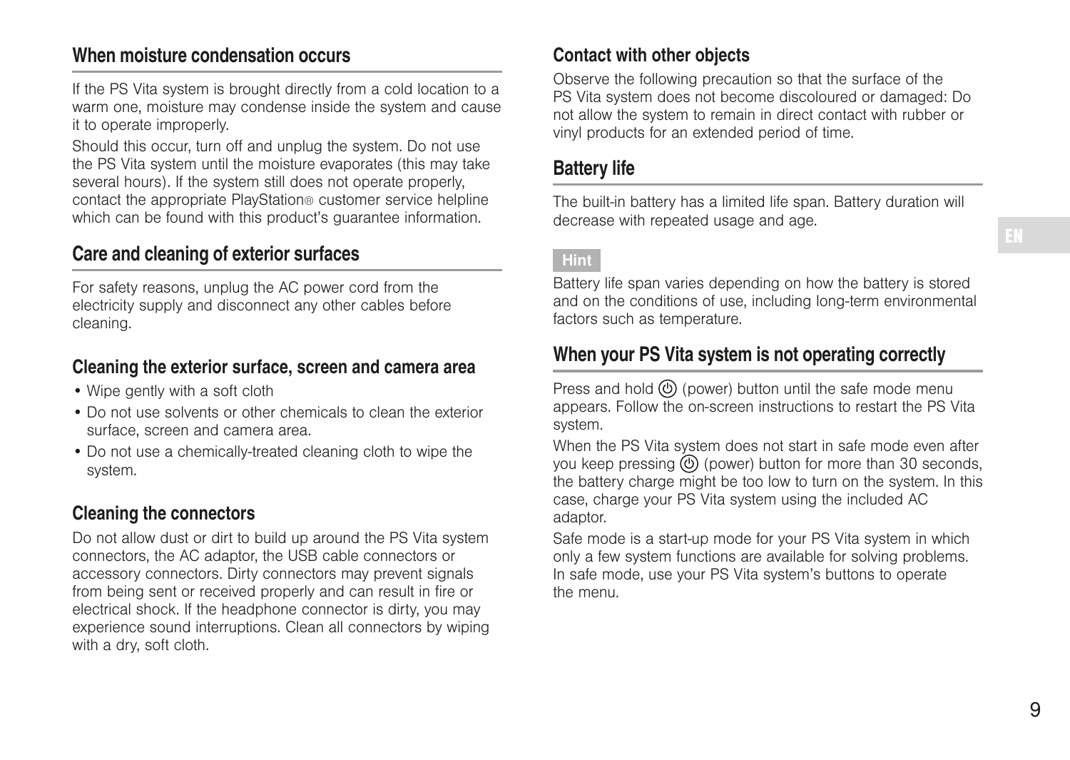## When moisture condensation occurs

If the PS Vita system is brought directly from a cold location to a warm one, moisture may condense inside the system and cause it to operate improperly.

Should this occur, turn off and unplug the system. Do not use the PS Vita system until the moisture evaporates (this may take several hours). If the system still does not operate properly, contact the appropriate PlayStation® customer service helpline which can be found with this product's guarantee information.

## Care and cleaning of exterior surfaces

For safety reasons, unplug the AC power cord from the electricity supply and disconnect any other cables before cleaning.

### Cleaning the exterior surface, screen and camera area

- Wipe gently with a soft cloth
- Do not use solvents or other chemicals to clean the exterior surface, screen and camera area.
- Do not use a chemically-treated cleaning cloth to wipe the system.

### Cleaning the connectors

Do not allow dust or dirt to build up around the PS Vita system connectors, the AC adaptor, the USB cable connectors or accessory connectors. Dirty connectors may prevent signals from being sent or received properly and can result in fire or electrical shock. If the headphone connector is dirty, you may experience sound interruptions. Clean all connectors by wiping with a dry, soft cloth.

### Contact with other objects

Observe the following precaution so that the surface of the PS Vita system does not become discoloured or damaged: Do not allow the system to remain in direct contact with rubber or vinyl products for an extended period of time.

## Battery life

The built-in battery has a limited life span. Battery duration will decrease with repeated usage and age.

**Hint**

Battery life span varies depending on how the battery is stored and on the conditions of use, including long-term environmental factors such as temperature.

## When your PS Vita system is not operating correctly

Press and hold ⏻ (power) button until the safe mode menu appears. Follow the on-screen instructions to restart the PS Vita system.

When the PS Vita system does not start in safe mode even after you keep pressing ⏻ (power) button for more than 30 seconds, the battery charge might be too low to turn on the system. In this case, charge your PS Vita system using the included AC adaptor.

Safe mode is a start-up mode for your PS Vita system in which only a few system functions are available for solving problems. In safe mode, use your PS Vita system's buttons to operate the menu.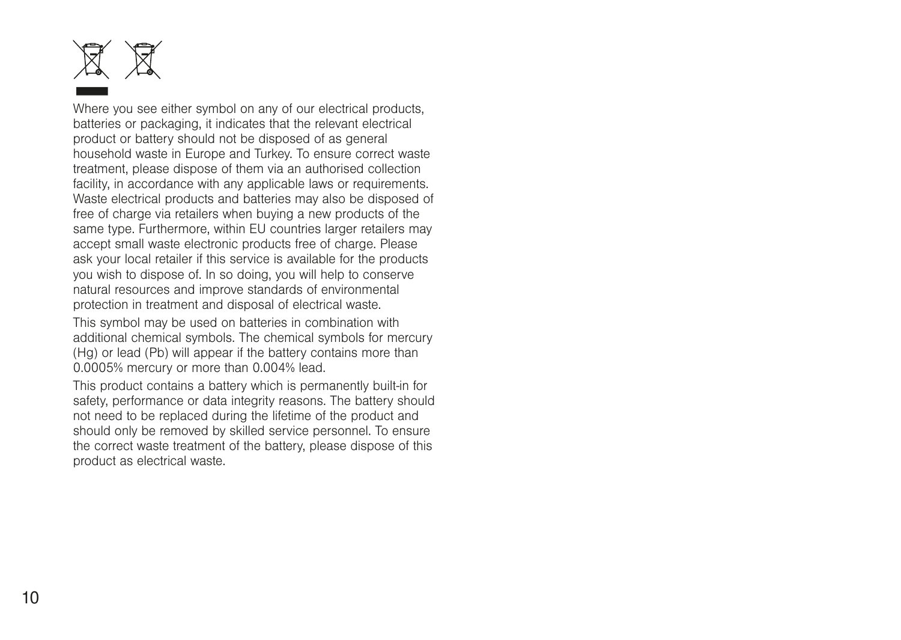Where you see either symbol on any of our electrical products, batteries or packaging, it indicates that the relevant electrical product or battery should not be disposed of as general household waste in Europe and Turkey. To ensure correct waste treatment, please dispose of them via an authorised collection facility, in accordance with any applicable laws or requirements. Waste electrical products and batteries may also be disposed of free of charge via retailers when buying a new products of the same type. Furthermore, within EU countries larger retailers may accept small waste electronic products free of charge. Please ask your local retailer if this service is available for the products you wish to dispose of. In so doing, you will help to conserve natural resources and improve standards of environmental protection in treatment and disposal of electrical waste.

This symbol may be used on batteries in combination with additional chemical symbols. The chemical symbols for mercury (Hg) or lead (Pb) will appear if the battery contains more than 0.0005% mercury or more than 0.004% lead.

This product contains a battery which is permanently built-in for safety, performance or data integrity reasons. The battery should not need to be replaced during the lifetime of the product and should only be removed by skilled service personnel. To ensure the correct waste treatment of the battery, please dispose of this product as electrical waste.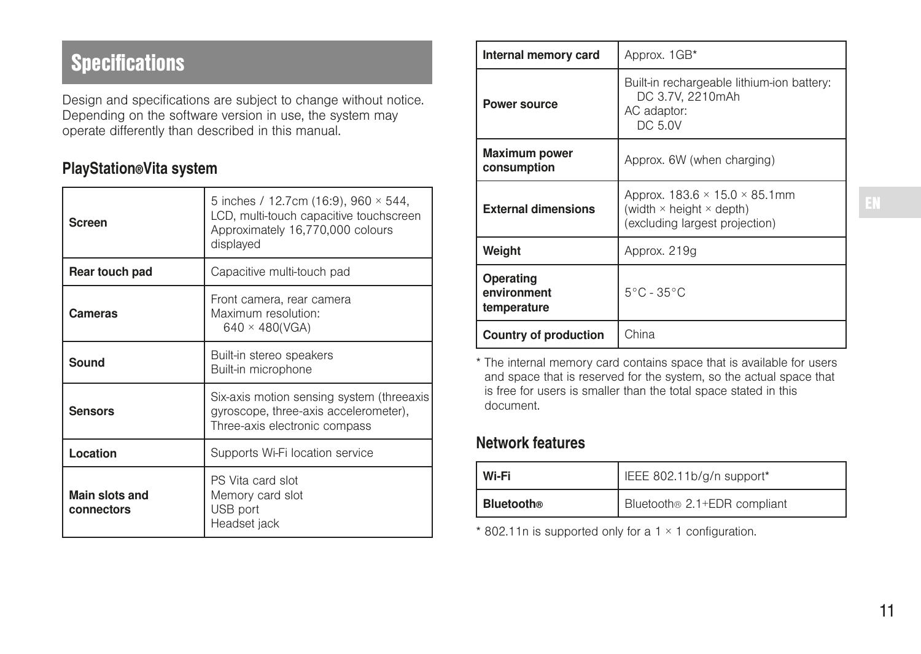# Specifications

Design and specifications are subject to change without notice. Depending on the software version in use, the system may operate differently than described in this manual.

## PlayStation®Vita system

| | |
|---|---|
| **Screen** | 5 inches / 12.7cm (16:9), 960 × 544, LCD, multi-touch capacitive touchscreen<br>Approximately 16,770,000 colours displayed |
| **Rear touch pad** | Capacitive multi-touch pad |
| **Cameras** | Front camera, rear camera<br>Maximum resolution:<br>640 × 480(VGA) |
| **Sound** | Built-in stereo speakers<br>Built-in microphone |
| **Sensors** | Six-axis motion sensing system (threeaxis gyroscope, three-axis accelerometer),<br>Three-axis electronic compass |
| **Location** | Supports Wi-Fi location service |
| **Main slots and connectors** | PS Vita card slot<br>Memory card slot<br>USB port<br>Headset jack |
| **Internal memory card** | Approx. 1GB* |
| **Power source** | Built-in rechargeable lithium-ion battery:<br>DC 3.7V, 2210mAh<br>AC adaptor:<br>DC 5.0V |
| **Maximum power consumption** | Approx. 6W (when charging) |
| **External dimensions** | Approx. 183.6 × 15.0 × 85.1mm<br>(width × height × depth)<br>(excluding largest projection) |
| **Weight** | Approx. 219g |
| **Operating environment temperature** | 5°C - 35°C |
| **Country of production** | China |

* The internal memory card contains space that is available for users and space that is reserved for the system, so the actual space that is free for users is smaller than the total space stated in this document.

## Network features

| | |
|---|---|
| **Wi-Fi** | IEEE 802.11b/g/n support* |
| **Bluetooth®** | Bluetooth® 2.1+EDR compliant |

* 802.11n is supported only for a 1 × 1 configuration.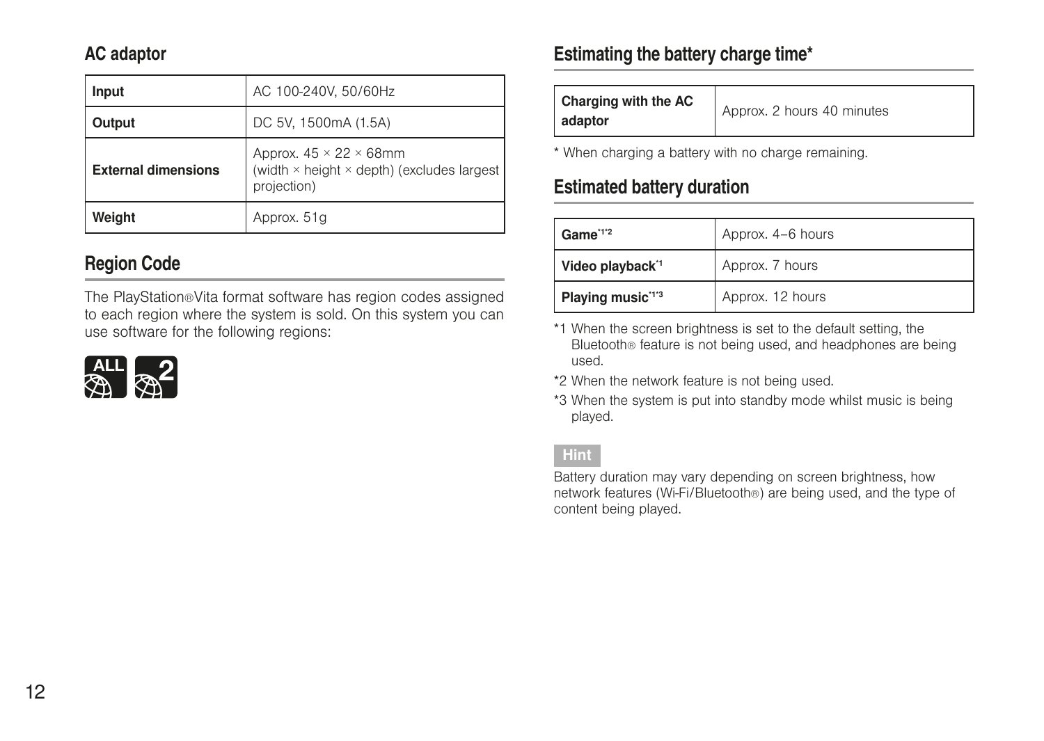## AC adaptor

| Input | AC 100-240V, 50/60Hz |
|---|---|
| Output | DC 5V, 1500mA (1.5A) |
| External dimensions | Approx. 45 × 22 × 68mm (width × height × depth) (excludes largest projection) |
| Weight | Approx. 51g |

## Region Code

The PlayStation®Vita format software has region codes assigned to each region where the system is sold. On this system you can use software for the following regions:

ALL 2

## Estimating the battery charge time*

| Charging with the AC adaptor | Approx. 2 hours 40 minutes |
|---|---|

* When charging a battery with no charge remaining.

## Estimated battery duration

| Game*1*2 | Approx. 4–6 hours |
|---|---|
| Video playback*1 | Approx. 7 hours |
| Playing music*1*3 | Approx. 12 hours |

*1 When the screen brightness is set to the default setting, the Bluetooth® feature is not being used, and headphones are being used.

*2 When the network feature is not being used.

*3 When the system is put into standby mode whilst music is being played.

**Hint**

Battery duration may vary depending on screen brightness, how network features (Wi-Fi/Bluetooth®) are being used, and the type of content being played.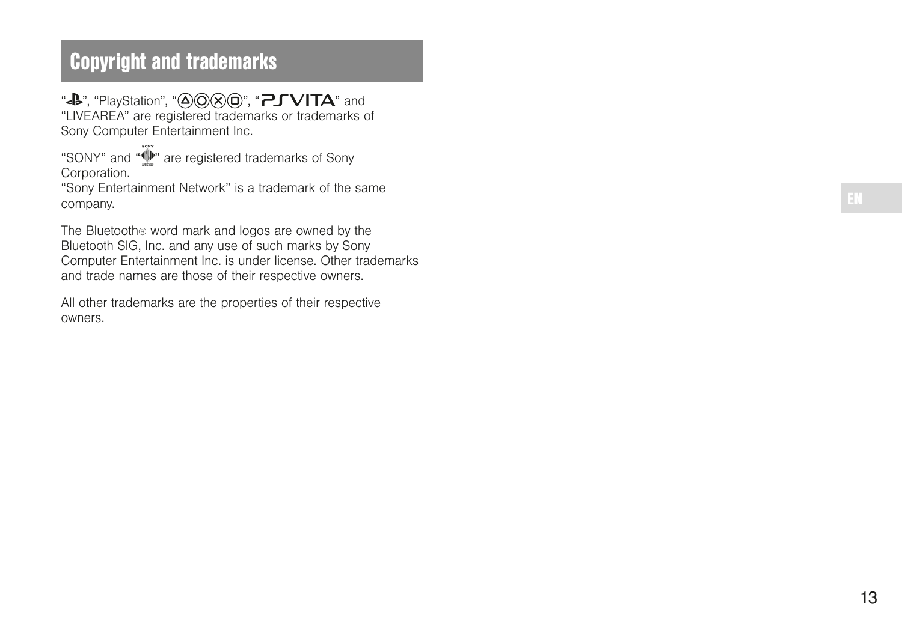## Copyright and trademarks

"", "PlayStation", "", "PS VITA" and "LIVEAREA" are registered trademarks or trademarks of Sony Computer Entertainment Inc.

"SONY" and "" are registered trademarks of Sony Corporation.
"Sony Entertainment Network" is a trademark of the same company.

The Bluetooth® word mark and logos are owned by the Bluetooth SIG, Inc. and any use of such marks by Sony Computer Entertainment Inc. is under license. Other trademarks and trade names are those of their respective owners.

All other trademarks are the properties of their respective owners.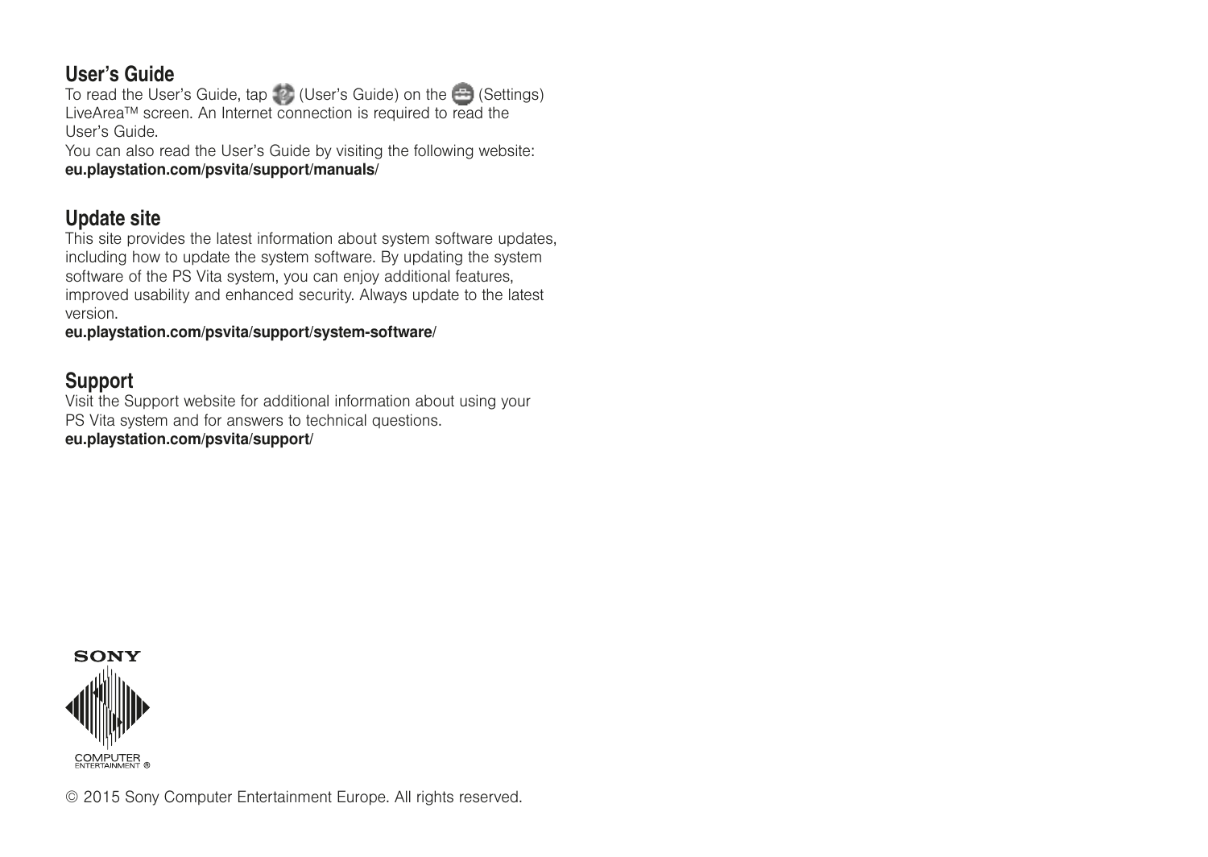## User's Guide

To read the User's Guide, tap (User's Guide) on the (Settings) LiveArea™ screen. An Internet connection is required to read the User's Guide.

You can also read the User's Guide by visiting the following website:
**eu.playstation.com/psvita/support/manuals/**

## Update site

This site provides the latest information about system software updates, including how to update the system software. By updating the system software of the PS Vita system, you can enjoy additional features, improved usability and enhanced security. Always update to the latest version.
**eu.playstation.com/psvita/support/system-software/**

## Support

Visit the Support website for additional information about using your PS Vita system and for answers to technical questions.
**eu.playstation.com/psvita/support/**

SONY

COMPUTER ENTERTAINMENT ®

© 2015 Sony Computer Entertainment Europe. All rights reserved.